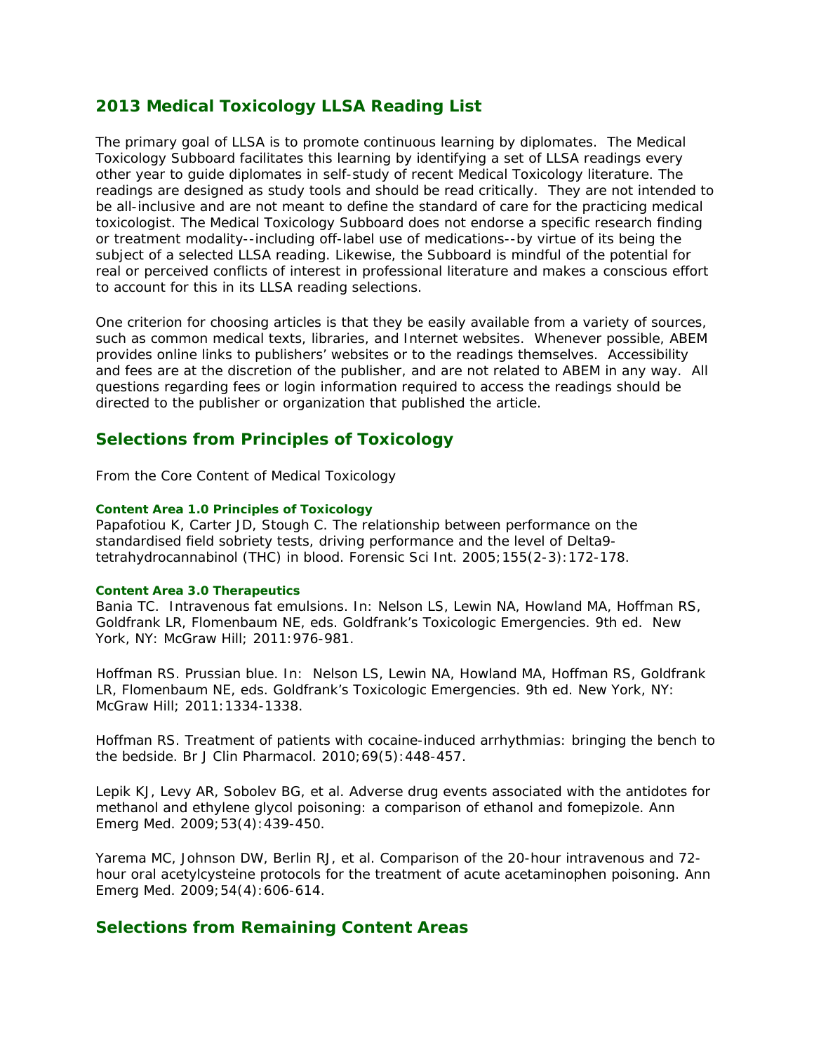## 2013 Medical Toxicology LLSA Reading List

The primary goal of LLSA is to promote continuous learning by diplomates. The Medical Toxicology Subboard facilitates this learning by identifying a set of LLSA readings every other year to guide diplomates in self-study of recent Medical Toxicology literature. The readings are designed as study tools and should be read critically. They are not intended to be all-inclusive and are not meant to define the standard of care for the practicing medical toxicologist. The Medical Toxicology Subboard does not endorse a specific research finding or treatment modality--including off-label use of medications--by virtue of its being the subject of a selected LLSA reading. Likewise, the Subboard is mindful of the potential for real or perceived conflicts of interest in professional literature and makes a conscious effort to account for this in its LLSA reading selections.

One criterion for choosing articles is that they be easily available from a variety of sources, such as common medical texts, libraries, and Internet websites. Whenever possible, ABEM provides online links to publishers' websites or to the readings themselves. Accessibility and fees are at the discretion of the publisher, and are not related to ABEM in any way. All questions regarding fees or login information required to access the readings should be directed to the publisher or organization that published the article.

## Selections from Principles of Toxicology

From the Core Content of Medical Toxicology

#### Content Area 1.0 Principles of Toxicology

Papafotiou K, Carter JD, Stough C. The relationship between performance on the standardised field sobriety tests, driving performance and the level of Delta9-tetrahydrocannabinol (THC) in blood. Forensic Sci Int. 2005;155(2-3):172-178.

#### Content Area 3.0 Therapeutics

Bania TC. Intravenous fat emulsions. In: Nelson LS, Lewin NA, Howland MA, Hoffman RS, Goldfrank LR, Flomenbaum NE, eds. Goldfrank's Toxicologic Emergencies. 9th ed. New York, NY: McGraw Hill; 2011:976-981.

Hoffman RS. Prussian blue. In: Nelson LS, Lewin NA, Howland MA, Hoffman RS, Goldfrank LR, Flomenbaum NE, eds. Goldfrank's Toxicologic Emergencies. 9th ed. New York, NY: McGraw Hill; 2011:1334-1338.

Hoffman RS. Treatment of patients with cocaine-induced arrhythmias: bringing the bench to the bedside. Br J Clin Pharmacol. 2010;69(5):448-457.

Lepik KJ, Levy AR, Sobolev BG, et al. Adverse drug events associated with the antidotes for methanol and ethylene glycol poisoning: a comparison of ethanol and fomepizole. Ann Emerg Med. 2009;53(4):439-450.

Yarema MC, Johnson DW, Berlin RJ, et al. Comparison of the 20-hour intravenous and 72-hour oral acetylcysteine protocols for the treatment of acute acetaminophen poisoning. Ann Emerg Med. 2009;54(4):606-614.

## Selections from Remaining Content Areas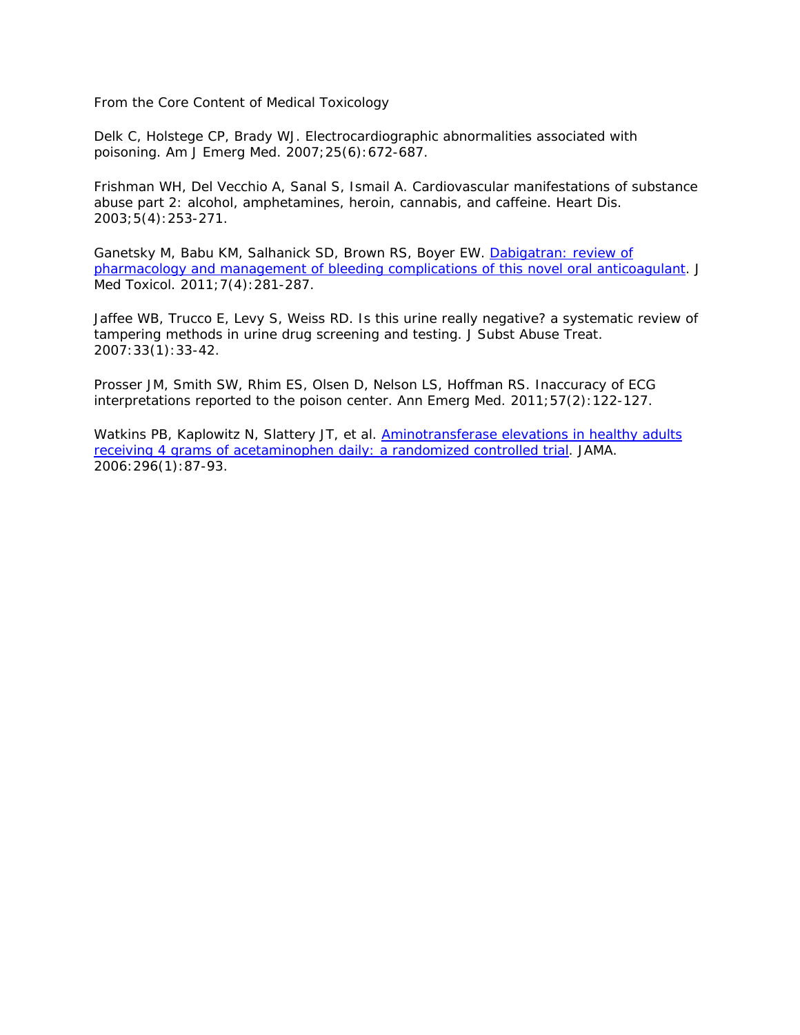From the Core Content of Medical Toxicology

Delk C, Holstege CP, Brady WJ. Electrocardiographic abnormalities associated with poisoning. Am J Emerg Med. 2007;25(6):672-687.

Frishman WH, Del Vecchio A, Sanal S, Ismail A. Cardiovascular manifestations of substance abuse part 2: alcohol, amphetamines, heroin, cannabis, and caffeine. Heart Dis. 2003;5(4):253-271.

Ganetsky M, Babu KM, Salhanick SD, Brown RS, Boyer EW. Dabigatran: review of pharmacology and management of bleeding complications of this novel oral anticoagulant. J Med Toxicol. 2011;7(4):281-287.

Jaffee WB, Trucco E, Levy S, Weiss RD. Is this urine really negative? a systematic review of tampering methods in urine drug screening and testing. J Subst Abuse Treat. 2007:33(1):33-42.

Prosser JM, Smith SW, Rhim ES, Olsen D, Nelson LS, Hoffman RS. Inaccuracy of ECG interpretations reported to the poison center. Ann Emerg Med. 2011;57(2):122-127.

Watkins PB, Kaplowitz N, Slattery JT, et al. Aminotransferase elevations in healthy adults receiving 4 grams of acetaminophen daily: a randomized controlled trial. JAMA. 2006:296(1):87-93.